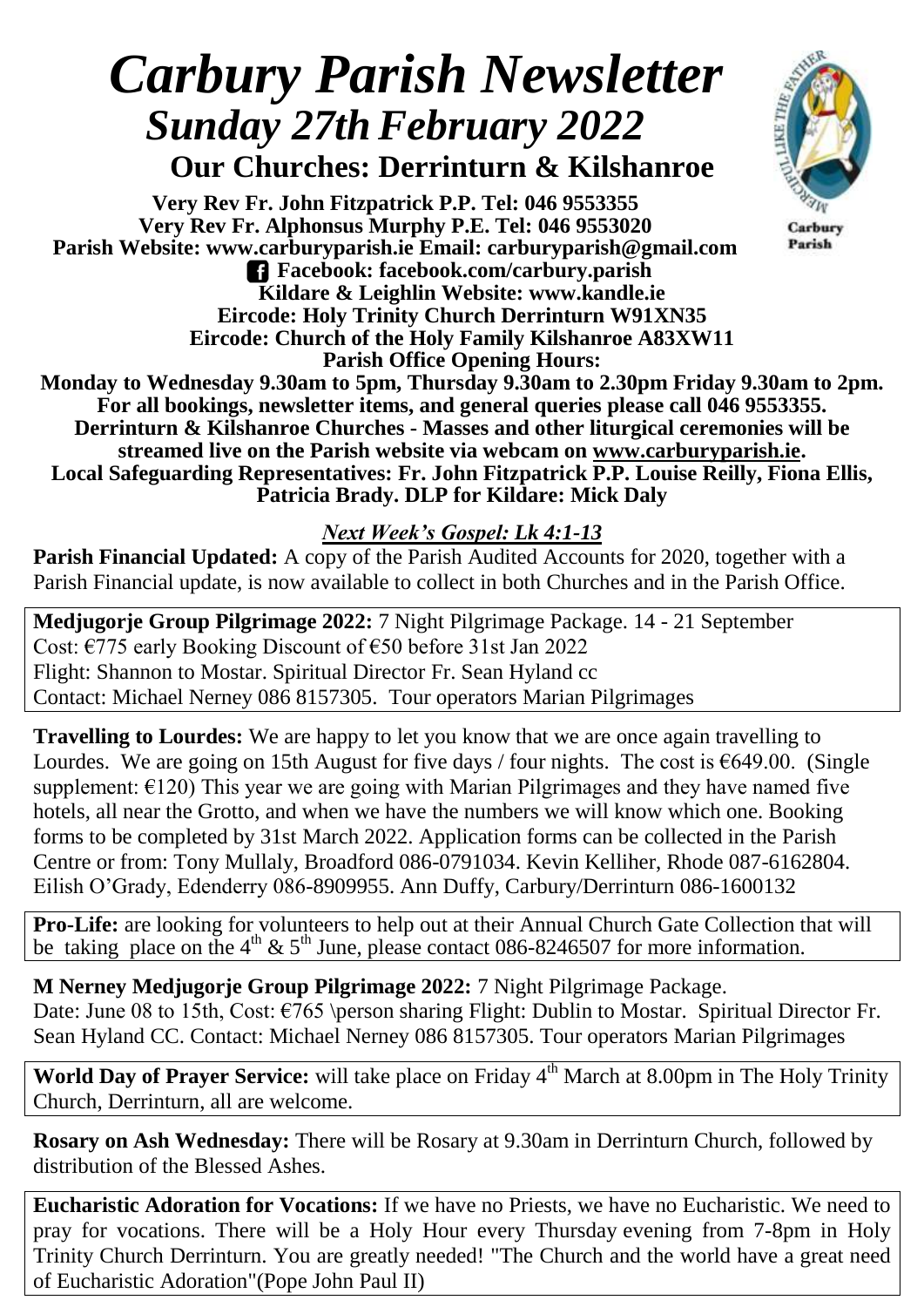# *Carbury Parish Newsletter*

## *Sunday 27th February 2022*

### Our Churches: Derrinturn & Kilshanroe

**Very Rev Fr. John Fitzpatrick P.P. Tel: 046 9553355**
**Very Rev Fr. Alphonsus Murphy P.E. Tel: 046 9553020**
**Parish Website: www.carburyparish.ie Email: carburyparish@gmail.com**
**Facebook: facebook.com/carbury.parish**
**Kildare & Leighlin Website: www.kandle.ie**
**Eircode: Holy Trinity Church Derrinturn W91XN35**
**Eircode: Church of the Holy Family Kilshanroe A83XW11**
**Parish Office Opening Hours:**
**Monday to Wednesday 9.30am to 5pm, Thursday 9.30am to 2.30pm Friday 9.30am to 2pm.**
**For all bookings, newsletter items, and general queries please call 046 9553355.**
**Derrinturn & Kilshanroe Churches - Masses and other liturgical ceremonies will be streamed live on the Parish website via webcam on www.carburyparish.ie.**
**Local Safeguarding Representatives: Fr. John Fitzpatrick P.P. Louise Reilly, Fiona Ellis, Patricia Brady. DLP for Kildare: Mick Daly**

***Next Week's Gospel: Lk 4:1-13***

**Parish Financial Updated:** A copy of the Parish Audited Accounts for 2020, together with a Parish Financial update, is now available to collect in both Churches and in the Parish Office.

**Medjugorje Group Pilgrimage 2022:** 7 Night Pilgrimage Package. 14 - 21 September
Cost: €775 early Booking Discount of €50 before 31st Jan 2022
Flight: Shannon to Mostar. Spiritual Director Fr. Sean Hyland cc
Contact: Michael Nerney 086 8157305. Tour operators Marian Pilgrimages

**Travelling to Lourdes:** We are happy to let you know that we are once again travelling to Lourdes. We are going on 15th August for five days / four nights. The cost is €649.00. (Single supplement: €120) This year we are going with Marian Pilgrimages and they have named five hotels, all near the Grotto, and when we have the numbers we will know which one. Booking forms to be completed by 31st March 2022. Application forms can be collected in the Parish Centre or from: Tony Mullaly, Broadford 086-0791034. Kevin Kelliher, Rhode 087-6162804. Eilish O'Grady, Edenderry 086-8909955. Ann Duffy, Carbury/Derrinturn 086-1600132

**Pro-Life:** are looking for volunteers to help out at their Annual Church Gate Collection that will be taking place on the 4th & 5th June, please contact 086-8246507 for more information.

**M Nerney Medjugorje Group Pilgrimage 2022:** 7 Night Pilgrimage Package.
Date: June 08 to 15th, Cost: €765 \person sharing Flight: Dublin to Mostar. Spiritual Director Fr. Sean Hyland CC. Contact: Michael Nerney 086 8157305. Tour operators Marian Pilgrimages

**World Day of Prayer Service:** will take place on Friday 4th March at 8.00pm in The Holy Trinity Church, Derrinturn, all are welcome.

**Rosary on Ash Wednesday:** There will be Rosary at 9.30am in Derrinturn Church, followed by distribution of the Blessed Ashes.

**Eucharistic Adoration for Vocations:** If we have no Priests, we have no Eucharistic. We need to pray for vocations. There will be a Holy Hour every Thursday evening from 7-8pm in Holy Trinity Church Derrinturn. You are greatly needed! "The Church and the world have a great need of Eucharistic Adoration"(Pope John Paul II)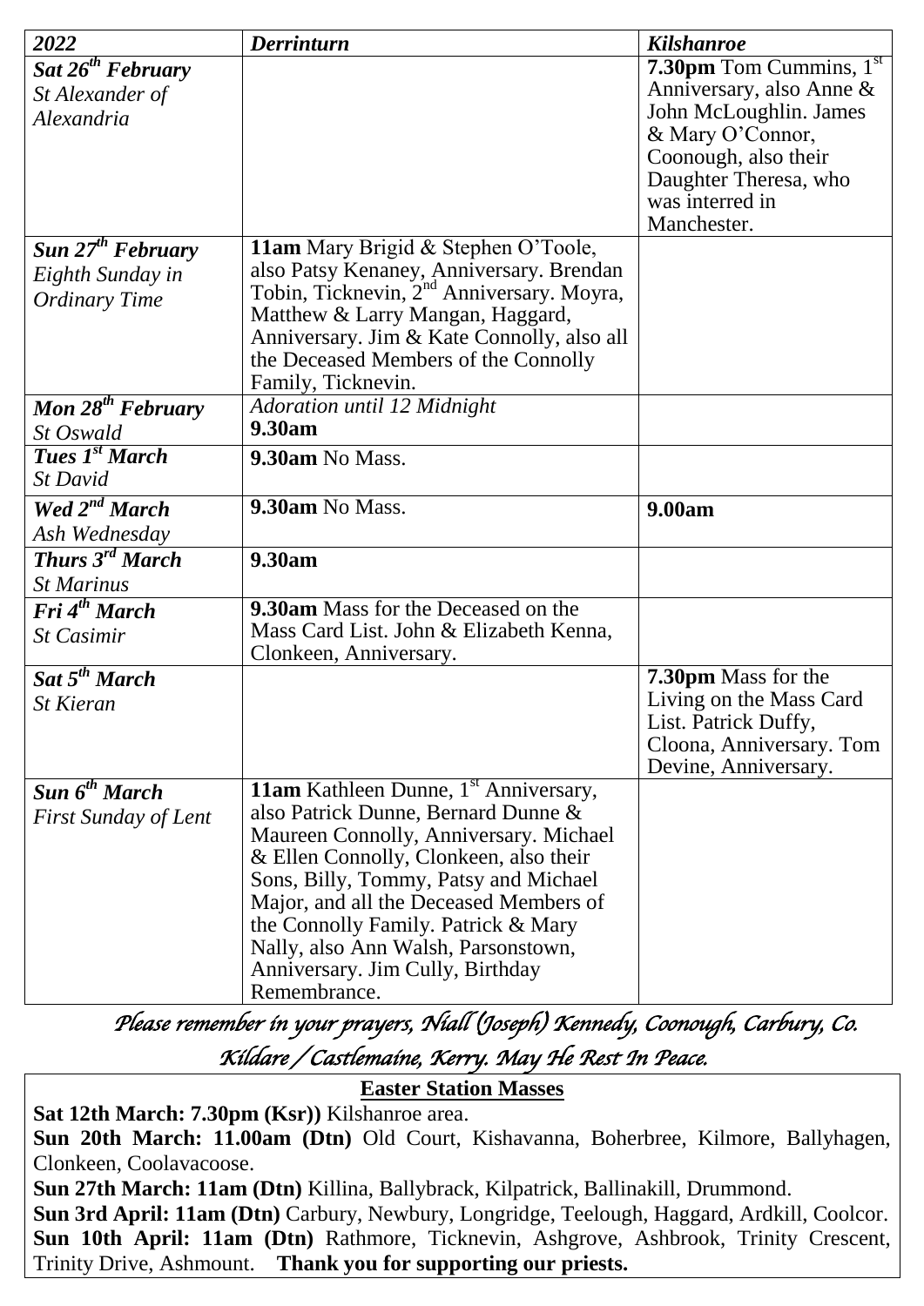| *2022* | *Derrinturn* | *Kilshanroe* |
|---|---|---|
| ***Sat 26th February*** *St Alexander of Alexandria* | | **7.30pm** Tom Cummins, 1st Anniversary, also Anne & John McLoughlin. James & Mary O'Connor, Coonough, also their Daughter Theresa, who was interred in Manchester. |
| ***Sun 27th February*** *Eighth Sunday in Ordinary Time* | **11am** Mary Brigid & Stephen O'Toole, also Patsy Kenaney, Anniversary. Brendan Tobin, Ticknevin, 2nd Anniversary. Moyra, Matthew & Larry Mangan, Haggard, Anniversary. Jim & Kate Connolly, also all the Deceased Members of the Connolly Family, Ticknevin. | |
| ***Mon 28th February*** *St Oswald* | *Adoration until 12 Midnight* **9.30am** | |
| ***Tues 1st March*** *St David* | **9.30am** No Mass. | |
| ***Wed 2nd March*** *Ash Wednesday* | **9.30am** No Mass. | **9.00am** |
| ***Thurs 3rd March*** *St Marinus* | **9.30am** | |
| ***Fri 4th March*** *St Casimir* | **9.30am** Mass for the Deceased on the Mass Card List. John & Elizabeth Kenna, Clonkeen, Anniversary. | |
| ***Sat 5th March*** *St Kieran* | | **7.30pm** Mass for the Living on the Mass Card List. Patrick Duffy, Cloona, Anniversary. Tom Devine, Anniversary. |
| ***Sun 6th March*** *First Sunday of Lent* | **11am** Kathleen Dunne, 1st Anniversary, also Patrick Dunne, Bernard Dunne & Maureen Connolly, Anniversary. Michael & Ellen Connolly, Clonkeen, also their Sons, Billy, Tommy, Patsy and Michael Major, and all the Deceased Members of the Connolly Family. Patrick & Mary Nally, also Ann Walsh, Parsonstown, Anniversary. Jim Cully, Birthday Remembrance. | |

*Please remember in your prayers, Niall (Joseph) Kennedy, Coonough, Carbury, Co. Kildare / Castlemaine, Kerry. May He Rest In Peace.*

**Easter Station Masses**

**Sat 12th March: 7.30pm (Ksr))** Kilshanroe area.

**Sun 20th March: 11.00am (Dtn)** Old Court, Kishavanna, Boherbree, Kilmore, Ballyhagen, Clonkeen, Coolavacoose.

**Sun 27th March: 11am (Dtn)** Killina, Ballybrack, Kilpatrick, Ballinakill, Drummond.

**Sun 3rd April: 11am (Dtn)** Carbury, Newbury, Longridge, Teelough, Haggard, Ardkill, Coolcor.

**Sun 10th April: 11am (Dtn)** Rathmore, Ticknevin, Ashgrove, Ashbrook, Trinity Crescent, Trinity Drive, Ashmount. **Thank you for supporting our priests.**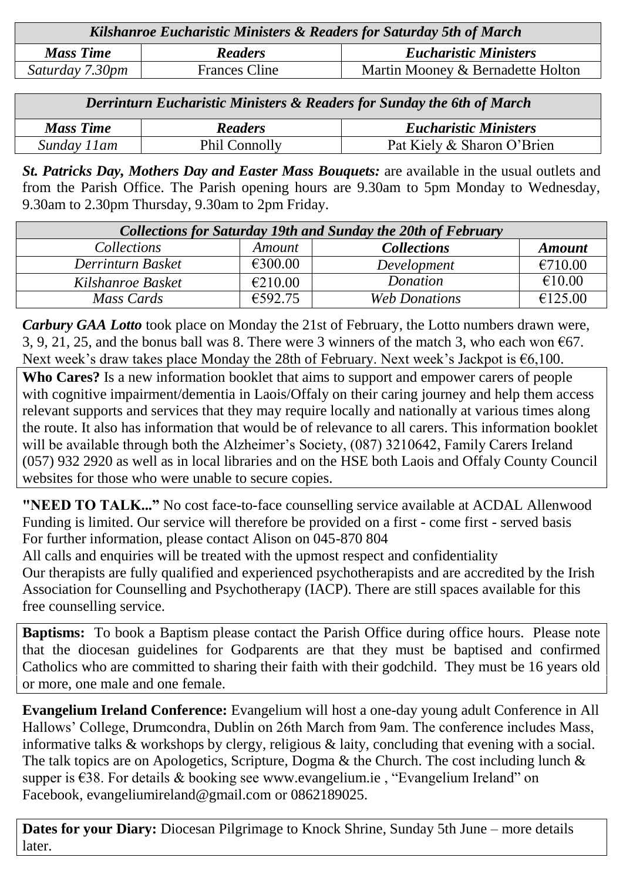| *Kilshanroe Eucharistic Ministers & Readers for Saturday 5th of March* | | |
|---|---|---|
| ***Mass Time*** | ***Readers*** | ***Eucharistic Ministers*** |
| *Saturday 7.30pm* | Frances Cline | Martin Mooney & Bernadette Holton |

| *Derrinturn Eucharistic Ministers & Readers for Sunday the 6th of March* | | |
|---|---|---|
| ***Mass Time*** | ***Readers*** | ***Eucharistic Ministers*** |
| *Sunday 11am* | Phil Connolly | Pat Kiely & Sharon O'Brien |

***St. Patricks Day, Mothers Day and Easter Mass Bouquets:*** are available in the usual outlets and from the Parish Office. The Parish opening hours are 9.30am to 5pm Monday to Wednesday, 9.30am to 2.30pm Thursday, 9.30am to 2pm Friday.

| *Collections for Saturday 19th and Sunday the 20th of February* | | | |
|---|---|---|---|
| *Collections* | *Amount* | ***Collections*** | ***Amount*** |
| *Derrinturn Basket* | €300.00 | *Development* | €710.00 |
| *Kilshanroe Basket* | €210.00 | *Donation* | €10.00 |
| *Mass Cards* | €592.75 | *Web Donations* | €125.00 |

***Carbury GAA Lotto*** took place on Monday the 21st of February, the Lotto numbers drawn were, 3, 9, 21, 25, and the bonus ball was 8. There were 3 winners of the match 3, who each won €67. Next week's draw takes place Monday the 28th of February. Next week's Jackpot is €6,100.

**Who Cares?** Is a new information booklet that aims to support and empower carers of people with cognitive impairment/dementia in Laois/Offaly on their caring journey and help them access relevant supports and services that they may require locally and nationally at various times along the route. It also has information that would be of relevance to all carers. This information booklet will be available through both the Alzheimer's Society, (087) 3210642, Family Carers Ireland (057) 932 2920 as well as in local libraries and on the HSE both Laois and Offaly County Council websites for those who were unable to secure copies.

**"NEED TO TALK..."** No cost face-to-face counselling service available at ACDAL Allenwood
Funding is limited. Our service will therefore be provided on a first - come first - served basis
For further information, please contact Alison on 045-870 804
All calls and enquiries will be treated with the upmost respect and confidentiality
Our therapists are fully qualified and experienced psychotherapists and are accredited by the Irish Association for Counselling and Psychotherapy (IACP). There are still spaces available for this free counselling service.

**Baptisms:** To book a Baptism please contact the Parish Office during office hours. Please note that the diocesan guidelines for Godparents are that they must be baptised and confirmed Catholics who are committed to sharing their faith with their godchild. They must be 16 years old or more, one male and one female.

**Evangelium Ireland Conference:** Evangelium will host a one-day young adult Conference in All Hallows' College, Drumcondra, Dublin on 26th March from 9am. The conference includes Mass, informative talks & workshops by clergy, religious & laity, concluding that evening with a social. The talk topics are on Apologetics, Scripture, Dogma & the Church. The cost including lunch & supper is €38. For details & booking see www.evangelium.ie , "Evangelium Ireland" on Facebook, evangeliumireland@gmail.com or 0862189025.

**Dates for your Diary:** Diocesan Pilgrimage to Knock Shrine, Sunday 5th June – more details later.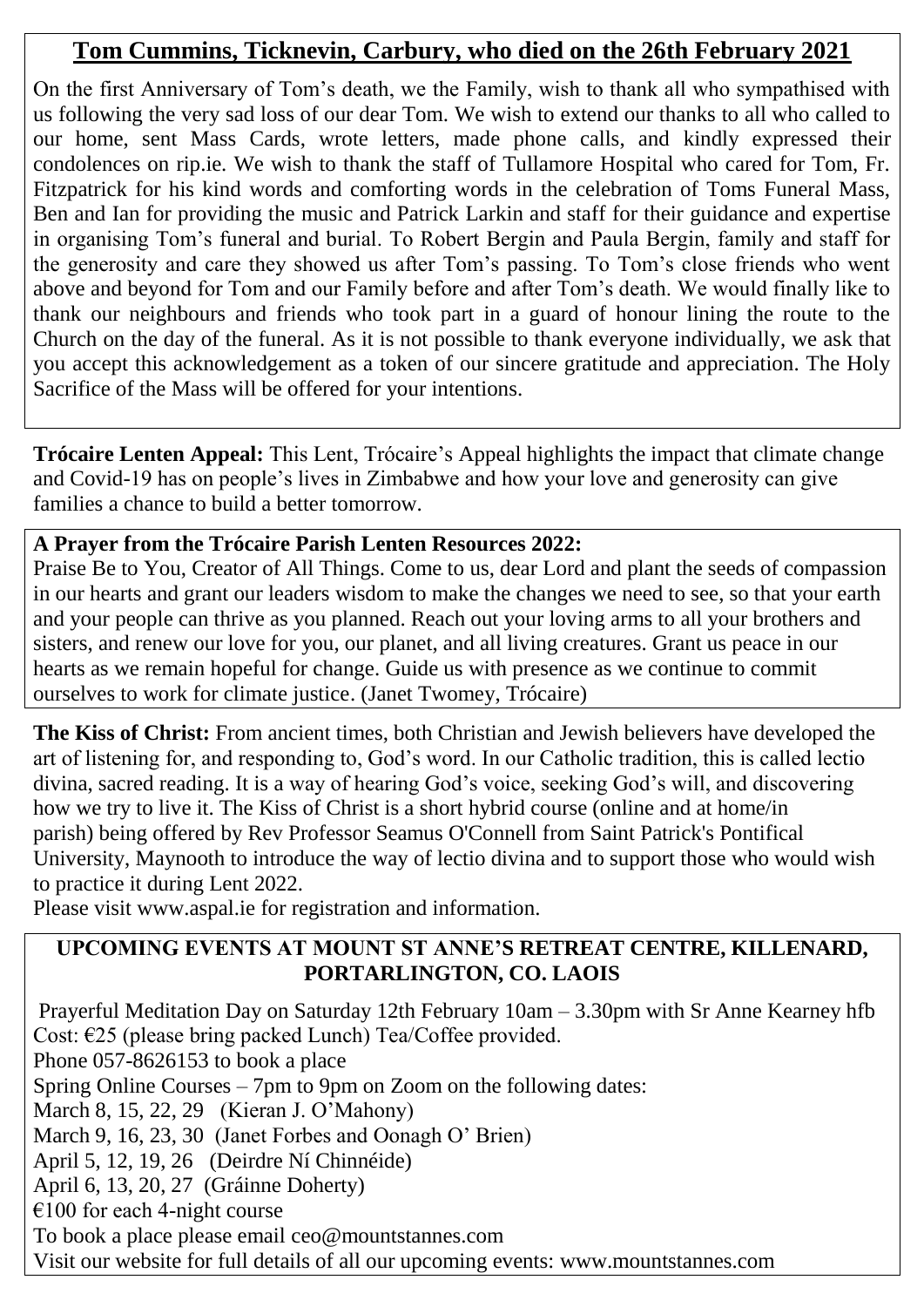## Tom Cummins, Ticknevin, Carbury, who died on the 26th February 2021

On the first Anniversary of Tom's death, we the Family, wish to thank all who sympathised with us following the very sad loss of our dear Tom. We wish to extend our thanks to all who called to our home, sent Mass Cards, wrote letters, made phone calls, and kindly expressed their condolences on rip.ie. We wish to thank the staff of Tullamore Hospital who cared for Tom, Fr. Fitzpatrick for his kind words and comforting words in the celebration of Toms Funeral Mass, Ben and Ian for providing the music and Patrick Larkin and staff for their guidance and expertise in organising Tom's funeral and burial. To Robert Bergin and Paula Bergin, family and staff for the generosity and care they showed us after Tom's passing. To Tom's close friends who went above and beyond for Tom and our Family before and after Tom's death. We would finally like to thank our neighbours and friends who took part in a guard of honour lining the route to the Church on the day of the funeral. As it is not possible to thank everyone individually, we ask that you accept this acknowledgement as a token of our sincere gratitude and appreciation. The Holy Sacrifice of the Mass will be offered for your intentions.

**Trócaire Lenten Appeal:** This Lent, Trócaire's Appeal highlights the impact that climate change and Covid-19 has on people's lives in Zimbabwe and how your love and generosity can give families a chance to build a better tomorrow.

**A Prayer from the Trócaire Parish Lenten Resources 2022:**
Praise Be to You, Creator of All Things. Come to us, dear Lord and plant the seeds of compassion in our hearts and grant our leaders wisdom to make the changes we need to see, so that your earth and your people can thrive as you planned. Reach out your loving arms to all your brothers and sisters, and renew our love for you, our planet, and all living creatures. Grant us peace in our hearts as we remain hopeful for change. Guide us with presence as we continue to commit ourselves to work for climate justice. (Janet Twomey, Trócaire)

**The Kiss of Christ:** From ancient times, both Christian and Jewish believers have developed the art of listening for, and responding to, God's word. In our Catholic tradition, this is called lectio divina, sacred reading. It is a way of hearing God's voice, seeking God's will, and discovering how we try to live it. The Kiss of Christ is a short hybrid course (online and at home/in parish) being offered by Rev Professor Seamus O'Connell from Saint Patrick's Pontifical University, Maynooth to introduce the way of lectio divina and to support those who would wish to practice it during Lent 2022.
Please visit www.aspal.ie for registration and information.

**UPCOMING EVENTS AT MOUNT ST ANNE'S RETREAT CENTRE, KILLENARD, PORTARLINGTON, CO. LAOIS**

Prayerful Meditation Day on Saturday 12th February 10am – 3.30pm with Sr Anne Kearney hfb
Cost: €25 (please bring packed Lunch) Tea/Coffee provided.
Phone 057-8626153 to book a place
Spring Online Courses – 7pm to 9pm on Zoom on the following dates:
March 8, 15, 22, 29 (Kieran J. O'Mahony)
March 9, 16, 23, 30 (Janet Forbes and Oonagh O' Brien)
April 5, 12, 19, 26 (Deirdre Ní Chinnéide)
April 6, 13, 20, 27 (Gráinne Doherty)
€100 for each 4-night course
To book a place please email ceo@mountstannes.com
Visit our website for full details of all our upcoming events: www.mountstannes.com